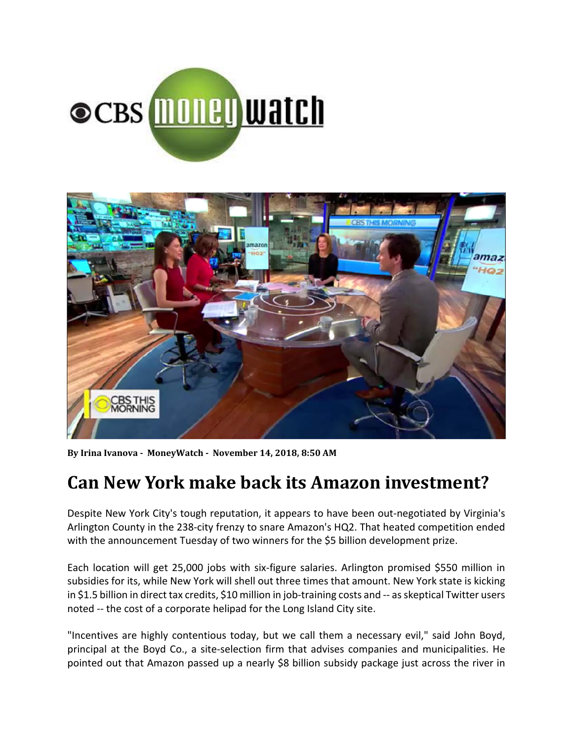By Irina Ivanova - MoneyWatch - November 14, 2018, 8:50 AM

# Can New York make back its Amazon investment?

Despite New York City's tough reputation, it appears to have been out-negotiated by Virginia's Arlington County in the 238-city frenzy to snare Amazon's HQ2. That heated competition ended with the announcement Tuesday of two winners for the $5 billion development prize.

Each location will get 25,000 jobs with six-figure salaries. Arlington promised $550 million in subsidies for its, while New York will shell out three times that amount. New York state is kicking in $1.5 billion in direct tax credits, $10 million in job-training costs and -- as skeptical Twitter users noted -- the cost of a corporate helipad for the Long Island City site.

"Incentives are highly contentious today, but we call them a necessary evil," said John Boyd, principal at the Boyd Co., a site-selection firm that advises companies and municipalities. He pointed out that Amazon passed up a nearly $8 billion subsidy package just across the river in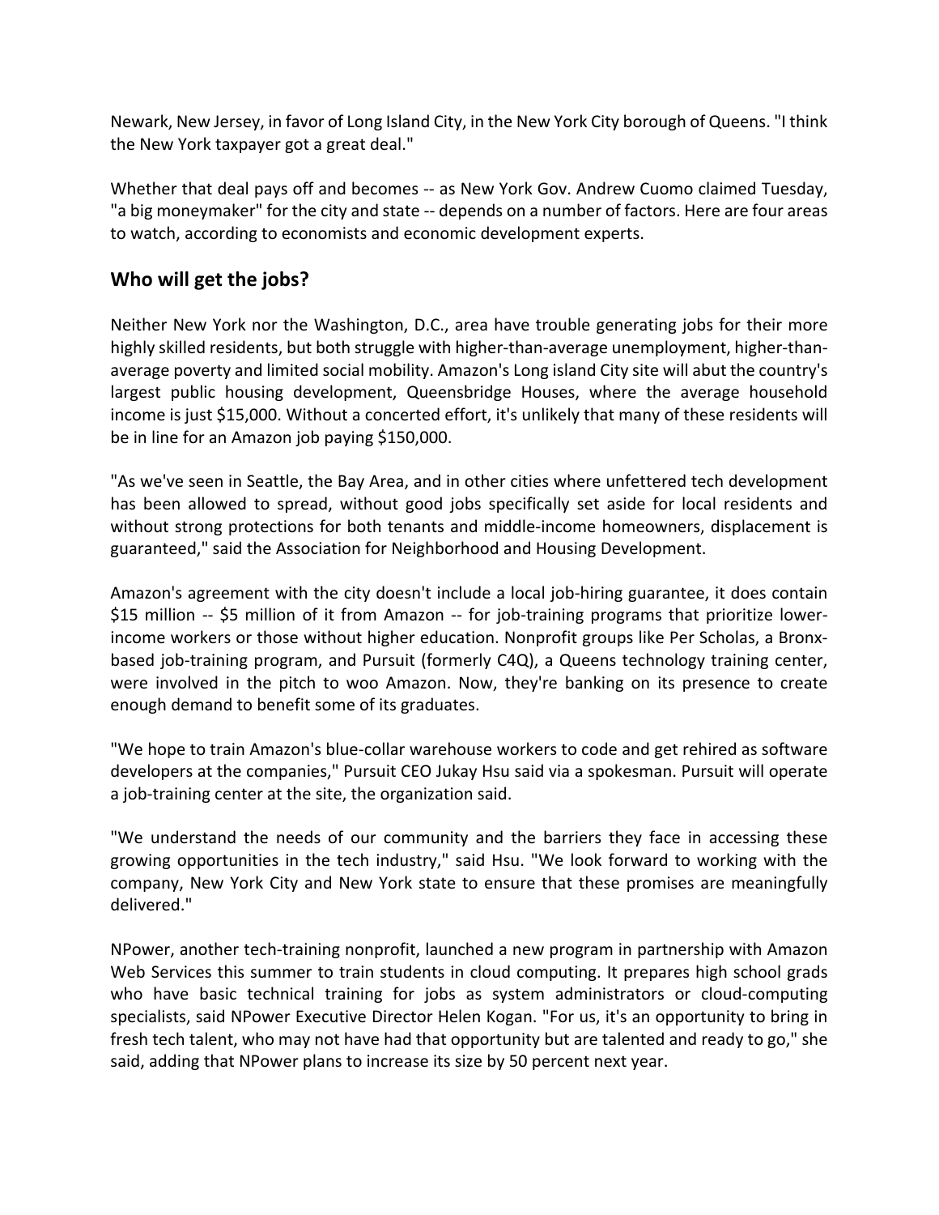Newark, New Jersey, in favor of Long Island City, in the New York City borough of Queens. "I think the New York taxpayer got a great deal."

Whether that deal pays off and becomes -- as New York Gov. Andrew Cuomo claimed Tuesday, "a big moneymaker" for the city and state -- depends on a number of factors. Here are four areas to watch, according to economists and economic development experts.

## Who will get the jobs?

Neither New York nor the Washington, D.C., area have trouble generating jobs for their more highly skilled residents, but both struggle with higher-than-average unemployment, higher-than-average poverty and limited social mobility. Amazon's Long island City site will abut the country's largest public housing development, Queensbridge Houses, where the average household income is just $15,000. Without a concerted effort, it's unlikely that many of these residents will be in line for an Amazon job paying $150,000.

"As we've seen in Seattle, the Bay Area, and in other cities where unfettered tech development has been allowed to spread, without good jobs specifically set aside for local residents and without strong protections for both tenants and middle-income homeowners, displacement is guaranteed," said the Association for Neighborhood and Housing Development.

Amazon's agreement with the city doesn't include a local job-hiring guarantee, it does contain $15 million -- $5 million of it from Amazon -- for job-training programs that prioritize lower-income workers or those without higher education. Nonprofit groups like Per Scholas, a Bronx-based job-training program, and Pursuit (formerly C4Q), a Queens technology training center, were involved in the pitch to woo Amazon. Now, they're banking on its presence to create enough demand to benefit some of its graduates.

"We hope to train Amazon's blue-collar warehouse workers to code and get rehired as software developers at the companies," Pursuit CEO Jukay Hsu said via a spokesman. Pursuit will operate a job-training center at the site, the organization said.

"We understand the needs of our community and the barriers they face in accessing these growing opportunities in the tech industry," said Hsu. "We look forward to working with the company, New York City and New York state to ensure that these promises are meaningfully delivered."

NPower, another tech-training nonprofit, launched a new program in partnership with Amazon Web Services this summer to train students in cloud computing. It prepares high school grads who have basic technical training for jobs as system administrators or cloud-computing specialists, said NPower Executive Director Helen Kogan. "For us, it's an opportunity to bring in fresh tech talent, who may not have had that opportunity but are talented and ready to go," she said, adding that NPower plans to increase its size by 50 percent next year.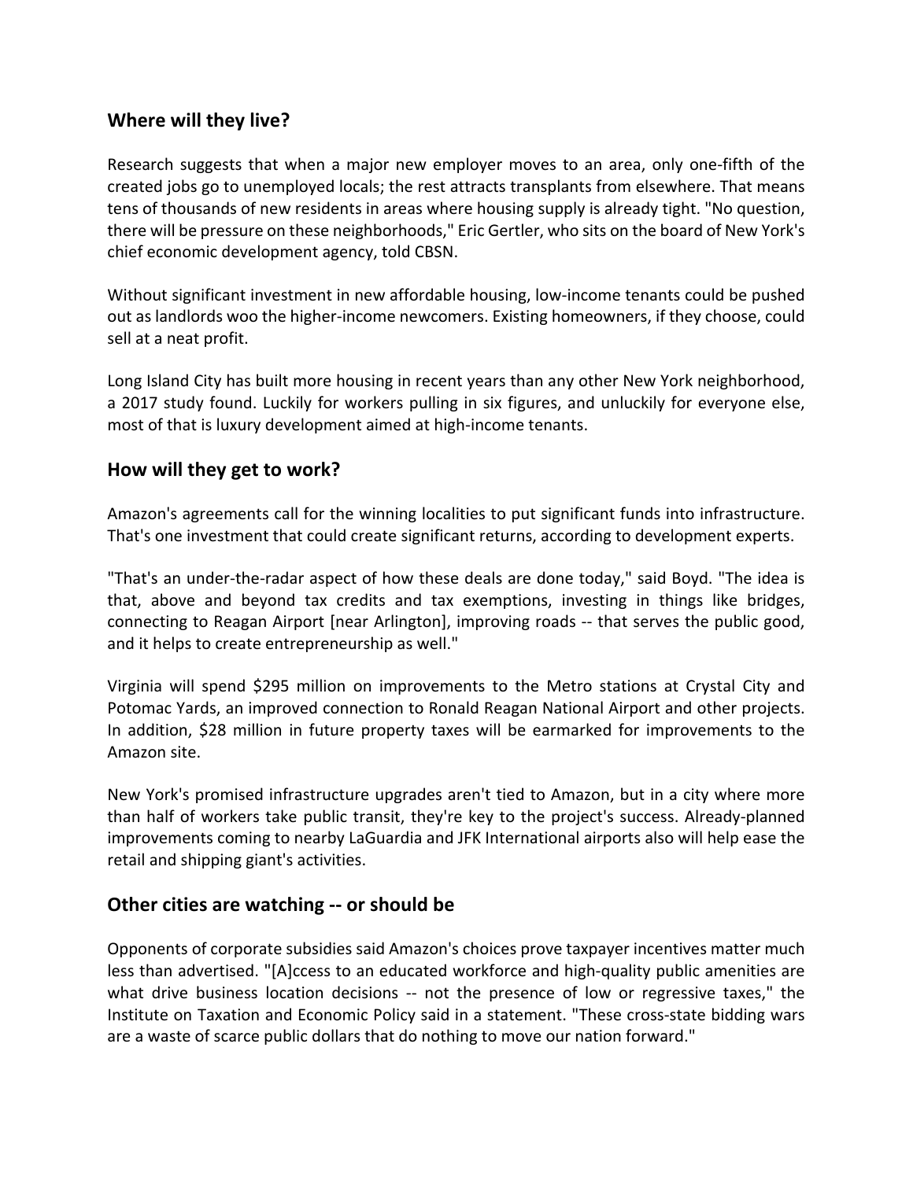## Where will they live?

Research suggests that when a major new employer moves to an area, only one-fifth of the created jobs go to unemployed locals; the rest attracts transplants from elsewhere. That means tens of thousands of new residents in areas where housing supply is already tight. "No question, there will be pressure on these neighborhoods," Eric Gertler, who sits on the board of New York's chief economic development agency, told CBSN.

Without significant investment in new affordable housing, low-income tenants could be pushed out as landlords woo the higher-income newcomers. Existing homeowners, if they choose, could sell at a neat profit.

Long Island City has built more housing in recent years than any other New York neighborhood, a 2017 study found. Luckily for workers pulling in six figures, and unluckily for everyone else, most of that is luxury development aimed at high-income tenants.

## How will they get to work?

Amazon's agreements call for the winning localities to put significant funds into infrastructure. That's one investment that could create significant returns, according to development experts.

"That's an under-the-radar aspect of how these deals are done today," said Boyd. "The idea is that, above and beyond tax credits and tax exemptions, investing in things like bridges, connecting to Reagan Airport [near Arlington], improving roads -- that serves the public good, and it helps to create entrepreneurship as well."

Virginia will spend $295 million on improvements to the Metro stations at Crystal City and Potomac Yards, an improved connection to Ronald Reagan National Airport and other projects. In addition, $28 million in future property taxes will be earmarked for improvements to the Amazon site.

New York's promised infrastructure upgrades aren't tied to Amazon, but in a city where more than half of workers take public transit, they're key to the project's success. Already-planned improvements coming to nearby LaGuardia and JFK International airports also will help ease the retail and shipping giant's activities.

## Other cities are watching -- or should be

Opponents of corporate subsidies said Amazon's choices prove taxpayer incentives matter much less than advertised. "[A]ccess to an educated workforce and high-quality public amenities are what drive business location decisions -- not the presence of low or regressive taxes," the Institute on Taxation and Economic Policy said in a statement. "These cross-state bidding wars are a waste of scarce public dollars that do nothing to move our nation forward."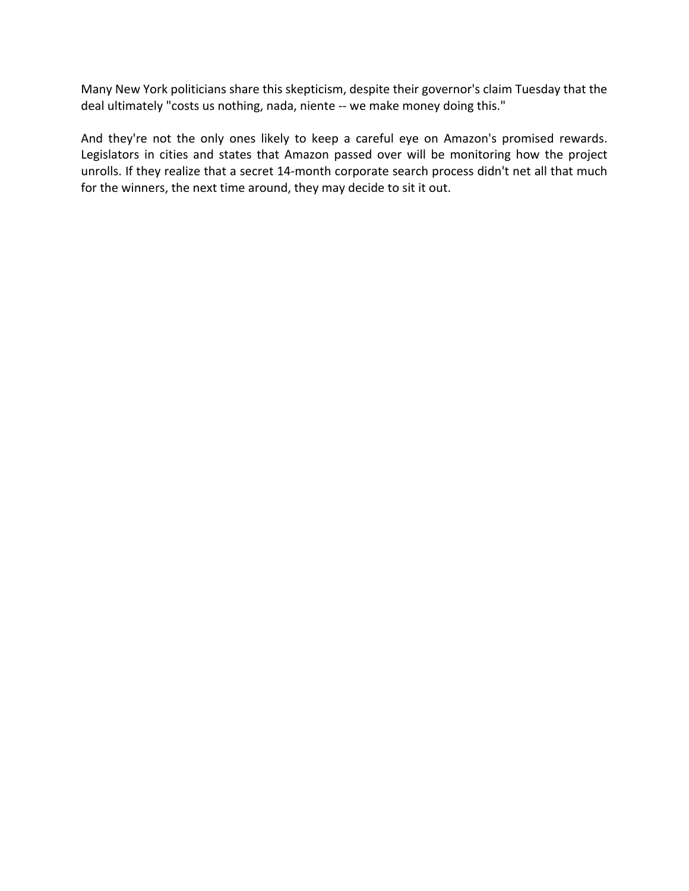Many New York politicians share this skepticism, despite their governor's claim Tuesday that the deal ultimately "costs us nothing, nada, niente -- we make money doing this."

And they're not the only ones likely to keep a careful eye on Amazon's promised rewards. Legislators in cities and states that Amazon passed over will be monitoring how the project unrolls. If they realize that a secret 14-month corporate search process didn't net all that much for the winners, the next time around, they may decide to sit it out.